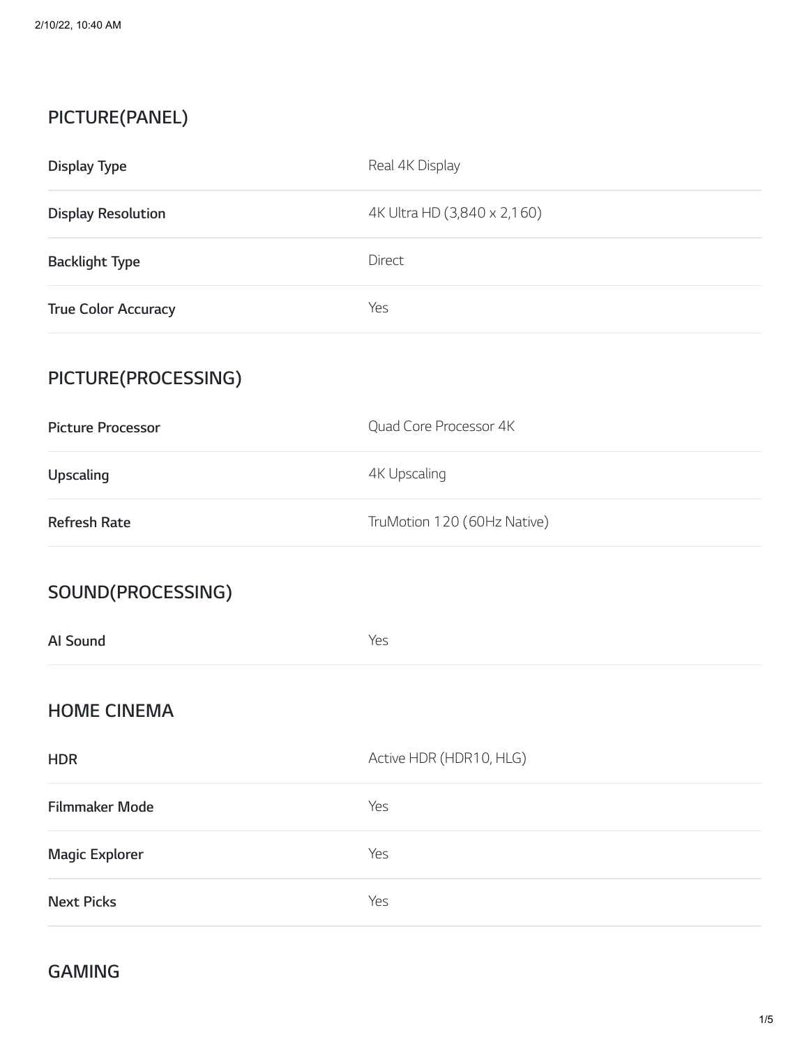## PICTURE(PANEL)

| | |
|---|---|
| **Display Type** | Real 4K Display |
| **Display Resolution** | 4K Ultra HD (3,840 x 2,160) |
| **Backlight Type** | Direct |
| **True Color Accuracy** | Yes |

## PICTURE(PROCESSING)

| | |
|---|---|
| **Picture Processor** | Quad Core Processor 4K |
| **Upscaling** | 4K Upscaling |
| **Refresh Rate** | TruMotion 120 (60Hz Native) |

## SOUND(PROCESSING)

| | |
|---|---|
| **AI Sound** | Yes |

## HOME CINEMA

| | |
|---|---|
| **HDR** | Active HDR (HDR10, HLG) |
| **Filmmaker Mode** | Yes |
| **Magic Explorer** | Yes |
| **Next Picks** | Yes |

## GAMING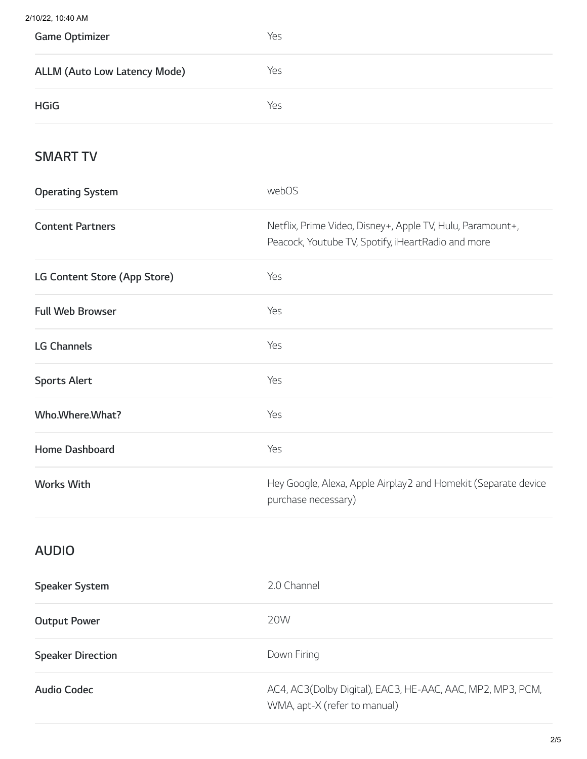| | |
|---|---|
| Game Optimizer | Yes |
| ALLM (Auto Low Latency Mode) | Yes |
| HGiG | Yes |

## SMART TV

| | |
|---|---|
| Operating System | webOS |
| Content Partners | Netflix, Prime Video, Disney+, Apple TV, Hulu, Paramount+, Peacock, Youtube TV, Spotify, iHeartRadio and more |
| LG Content Store (App Store) | Yes |
| Full Web Browser | Yes |
| LG Channels | Yes |
| Sports Alert | Yes |
| Who.Where.What? | Yes |
| Home Dashboard | Yes |
| Works With | Hey Google, Alexa, Apple Airplay2 and Homekit (Separate device purchase necessary) |

## AUDIO

| | |
|---|---|
| Speaker System | 2.0 Channel |
| Output Power | 20W |
| Speaker Direction | Down Firing |
| Audio Codec | AC4, AC3(Dolby Digital), EAC3, HE-AAC, AAC, MP2, MP3, PCM, WMA, apt-X (refer to manual) |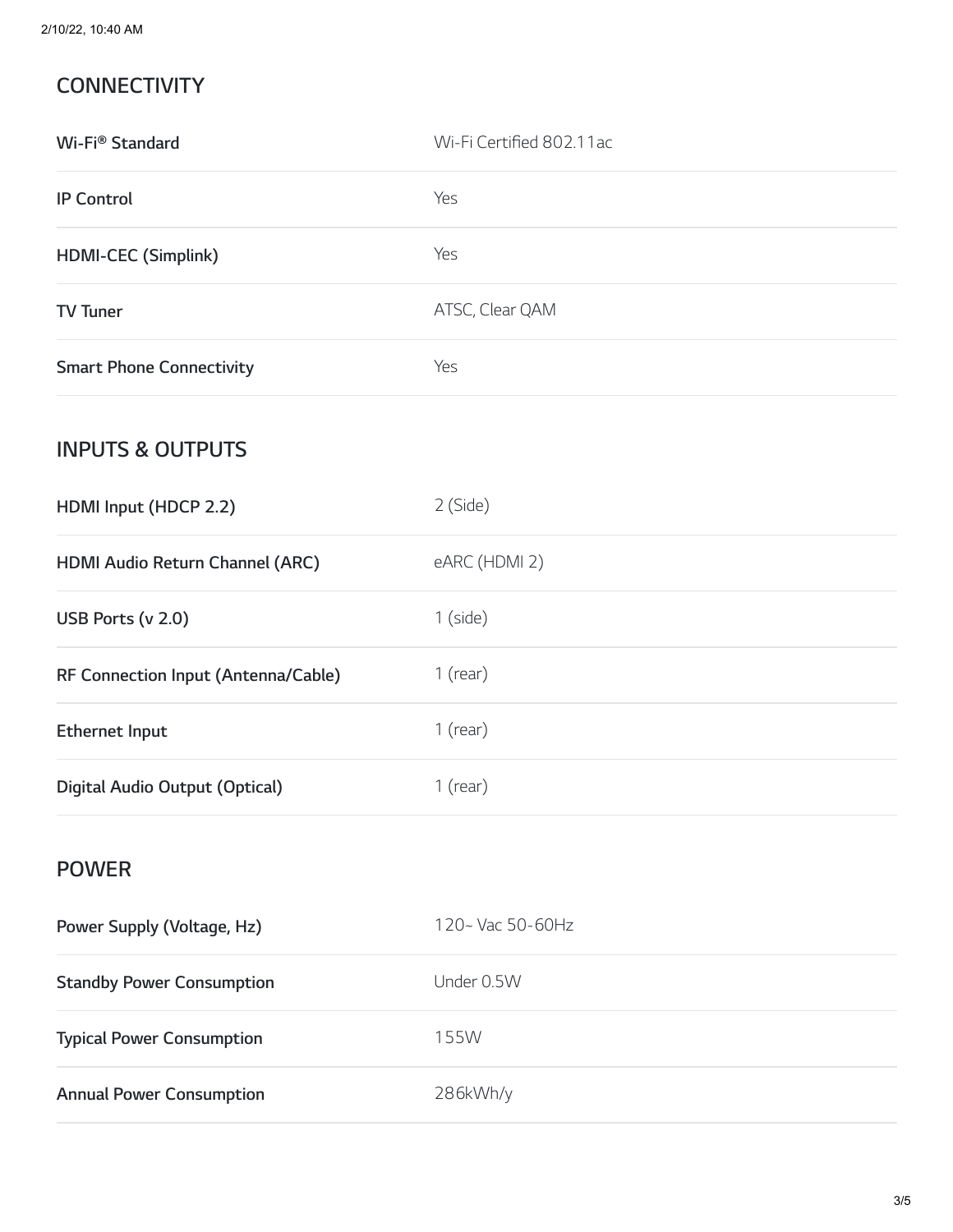## CONNECTIVITY

| | |
|---|---|
| **Wi-Fi® Standard** | Wi-Fi Certified 802.11ac |
| **IP Control** | Yes |
| **HDMI-CEC (Simplink)** | Yes |
| **TV Tuner** | ATSC, Clear QAM |
| **Smart Phone Connectivity** | Yes |

## INPUTS & OUTPUTS

| | |
|---|---|
| **HDMI Input (HDCP 2.2)** | 2 (Side) |
| **HDMI Audio Return Channel (ARC)** | eARC (HDMI 2) |
| **USB Ports (v 2.0)** | 1 (side) |
| **RF Connection Input (Antenna/Cable)** | 1 (rear) |
| **Ethernet Input** | 1 (rear) |
| **Digital Audio Output (Optical)** | 1 (rear) |

## POWER

| | |
|---|---|
| **Power Supply (Voltage, Hz)** | 120~ Vac 50-60Hz |
| **Standby Power Consumption** | Under 0.5W |
| **Typical Power Consumption** | 155W |
| **Annual Power Consumption** | 286kWh/y |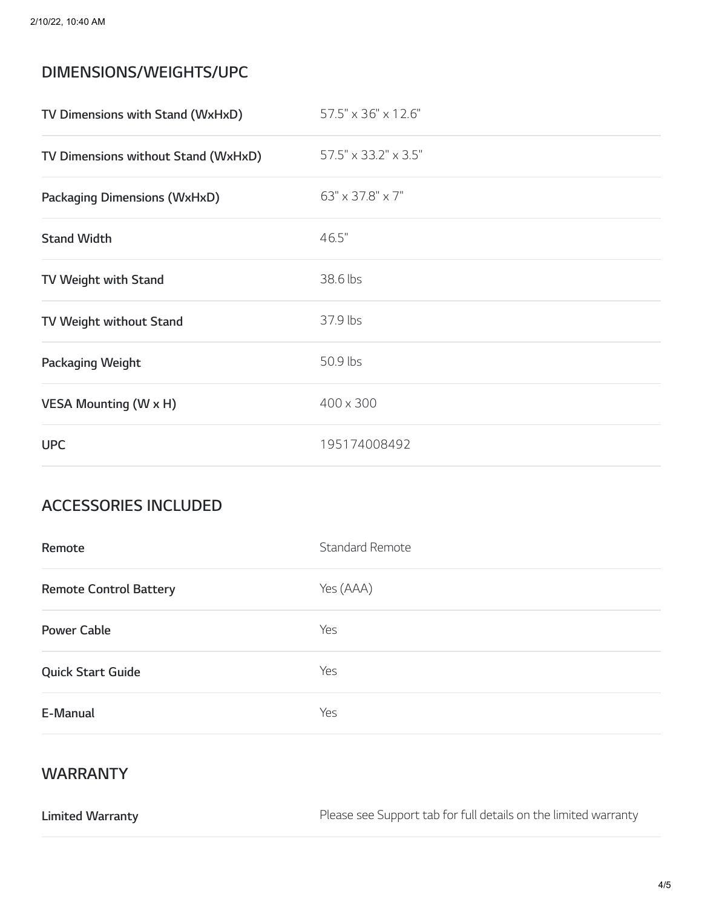## DIMENSIONS/WEIGHTS/UPC

| | |
|---|---|
| **TV Dimensions with Stand (WxHxD)** | 57.5" x 36" x 12.6" |
| **TV Dimensions without Stand (WxHxD)** | 57.5" x 33.2" x 3.5" |
| **Packaging Dimensions (WxHxD)** | 63" x 37.8" x 7" |
| **Stand Width** | 46.5" |
| **TV Weight with Stand** | 38.6 lbs |
| **TV Weight without Stand** | 37.9 lbs |
| **Packaging Weight** | 50.9 lbs |
| **VESA Mounting (W x H)** | 400 x 300 |
| **UPC** | 195174008492 |

## ACCESSORIES INCLUDED

| | |
|---|---|
| **Remote** | Standard Remote |
| **Remote Control Battery** | Yes (AAA) |
| **Power Cable** | Yes |
| **Quick Start Guide** | Yes |
| **E-Manual** | Yes |

## WARRANTY

| | |
|---|---|
| **Limited Warranty** | Please see Support tab for full details on the limited warranty |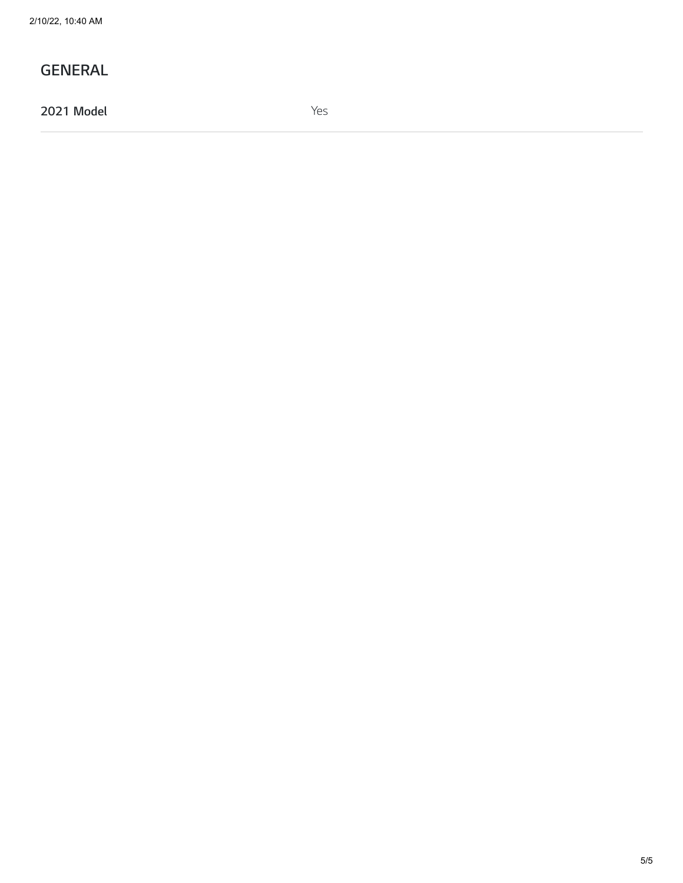## GENERAL

| 2021 Model | Yes |
| --- | --- |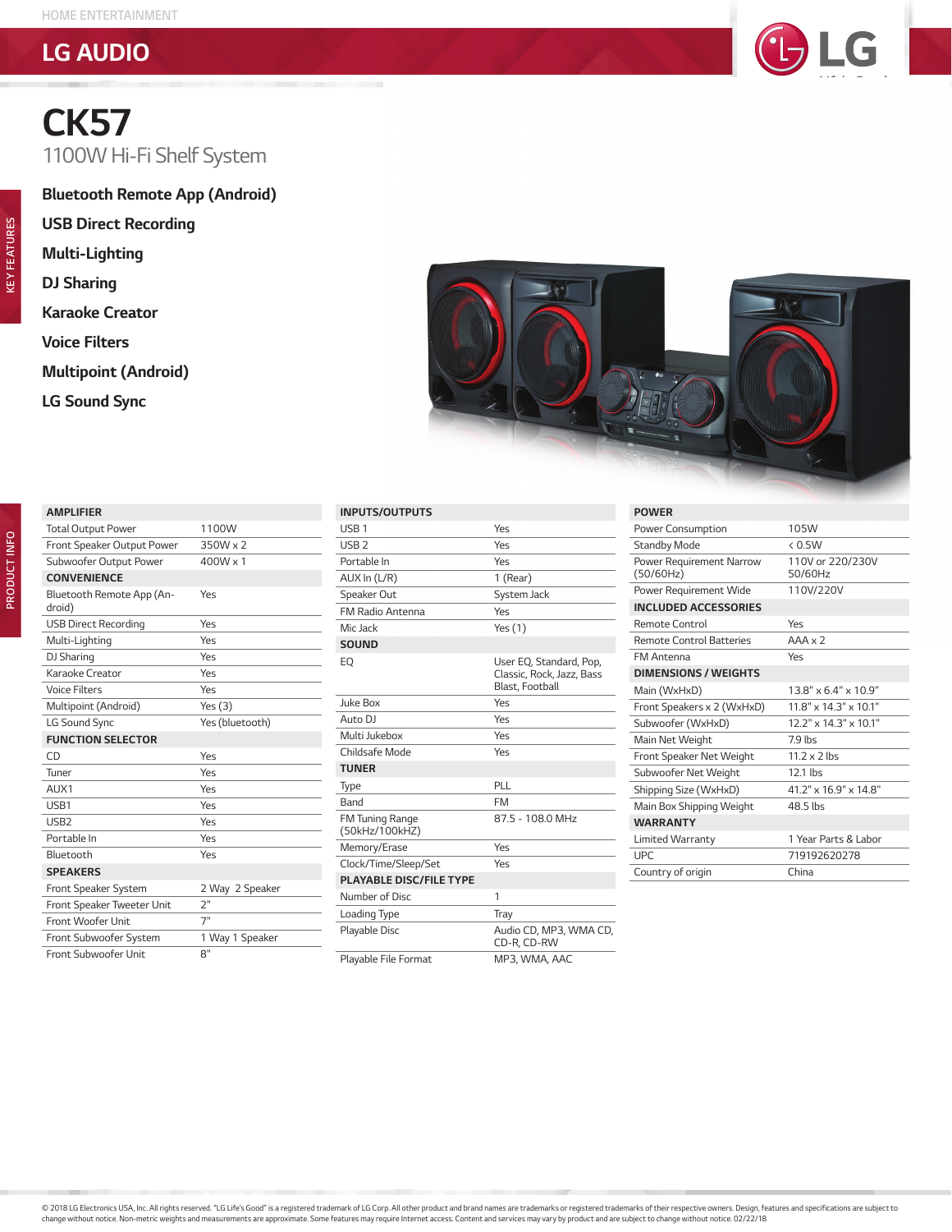HOME ENTERTAINMENT

## LG AUDIO

# CK57

1100W Hi-Fi Shelf System

KEY FEATURES

**Bluetooth Remote App (Android)**
**USB Direct Recording**
**Multi-Lighting**
**DJ Sharing**
**Karaoke Creator**
**Voice Filters**
**Multipoint (Android)**
**LG Sound Sync**

PRODUCT INFO

| AMPLIFIER | |
|---|---|
| Total Output Power | 1100W |
| Front Speaker Output Power | 350W x 2 |
| Subwoofer Output Power | 400W x 1 |
| **CONVENIENCE** | |
| Bluetooth Remote App (Android) | Yes |
| USB Direct Recording | Yes |
| Multi-Lighting | Yes |
| DJ Sharing | Yes |
| Karaoke Creator | Yes |
| Voice Filters | Yes |
| Multipoint (Android) | Yes (3) |
| LG Sound Sync | Yes (bluetooth) |
| **FUNCTION SELECTOR** | |
| CD | Yes |
| Tuner | Yes |
| AUX1 | Yes |
| USB1 | Yes |
| USB2 | Yes |
| Portable In | Yes |
| Bluetooth | Yes |
| **SPEAKERS** | |
| Front Speaker System | 2 Way 2 Speaker |
| Front Speaker Tweeter Unit | 2" |
| Front Woofer Unit | 7" |
| Front Subwoofer System | 1 Way 1 Speaker |
| Front Subwoofer Unit | 8" |

| INPUTS/OUTPUTS | |
|---|---|
| USB 1 | Yes |
| USB 2 | Yes |
| Portable In | Yes |
| AUX In (L/R) | 1 (Rear) |
| Speaker Out | System Jack |
| FM Radio Antenna | Yes |
| Mic Jack | Yes (1) |
| **SOUND** | |
| EQ | User EQ, Standard, Pop, Classic, Rock, Jazz, Bass Blast, Football |
| Juke Box | Yes |
| Auto DJ | Yes |
| Multi Jukebox | Yes |
| Childsafe Mode | Yes |
| **TUNER** | |
| Type | PLL |
| Band | FM |
| FM Tuning Range (50kHz/100kHZ) | 87.5 - 108.0 MHz |
| Memory/Erase | Yes |
| Clock/Time/Sleep/Set | Yes |
| **PLAYABLE DISC/FILE TYPE** | |
| Number of Disc | 1 |
| Loading Type | Tray |
| Playable Disc | Audio CD, MP3, WMA CD, CD-R, CD-RW |
| Playable File Format | MP3, WMA, AAC |

| POWER | |
|---|---|
| Power Consumption | 105W |
| Standby Mode | < 0.5W |
| Power Requirement Narrow (50/60Hz) | 110V or 220/230V 50/60Hz |
| Power Requirement Wide | 110V/220V |
| **INCLUDED ACCESSORIES** | |
| Remote Control | Yes |
| Remote Control Batteries | AAA x 2 |
| FM Antenna | Yes |
| **DIMENSIONS / WEIGHTS** | |
| Main (WxHxD) | 13.8" x 6.4" x 10.9" |
| Front Speakers x 2 (WxHxD) | 11.8" x 14.3" x 10.1" |
| Subwoofer (WxHxD) | 12.2" x 14.3" x 10.1" |
| Main Net Weight | 7.9 lbs |
| Front Speaker Net Weight | 11.2 x 2 lbs |
| Subwoofer Net Weight | 12.1 lbs |
| Shipping Size (WxHxD) | 41.2" x 16.9" x 14.8" |
| Main Box Shipping Weight | 48.5 lbs |
| **WARRANTY** | |
| Limited Warranty | 1 Year Parts & Labor |
| UPC | 719192620278 |
| Country of origin | China |

© 2018 LG Electronics USA, Inc. All rights reserved. "LG Life's Good" is a registered trademark of LG Corp. All other product and brand names are trademarks or registered trademarks of their respective owners. Design, features and specifications are subject to change without notice. Non-metric weights and measurements are approximate. Some features may require Internet access. Content and services may vary by product and are subject to change without notice. 02/22/18